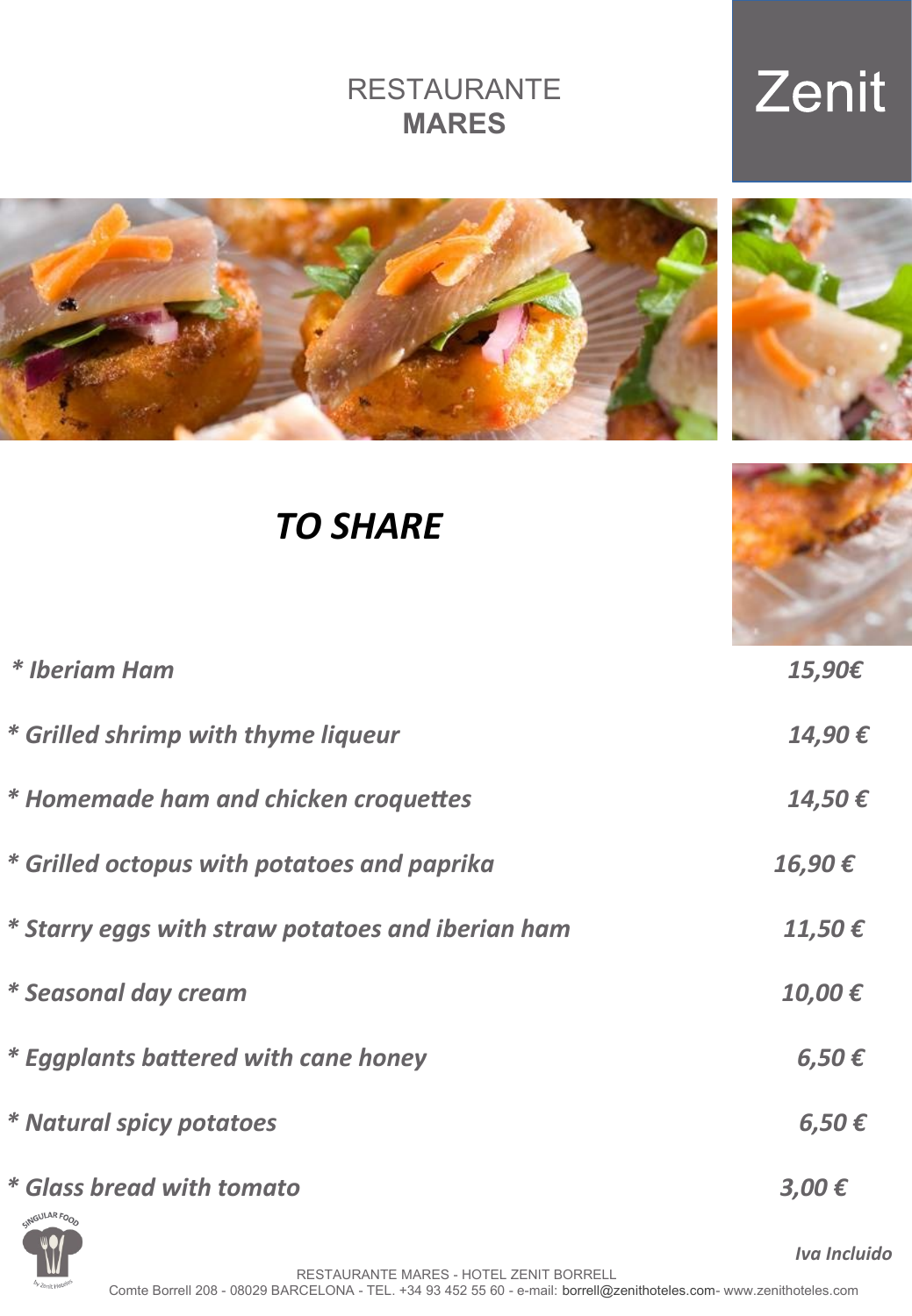RESTAURANTE
**MARES**

Zenit

# *TO SHARE*

| Item | Price |
|---|---|
| *** Iberiam Ham** | **15,90€** |
| *** Grilled shrimp with thyme liqueur** | **14,90 €** |
| *** Homemade ham and chicken croquettes** | **14,50 €** |
| *** Grilled octopus with potatoes and paprika** | **16,90 €** |
| *** Starry eggs with straw potatoes and iberian ham** | **11,50 €** |
| *** Seasonal day cream** | **10,00 €** |
| *** Eggplants battered with cane honey** | **6,50 €** |
| *** Natural spicy potatoes** | **6,50 €** |
| *** Glass bread with tomato** | **3,00 €** |

*Iva Incluido*

SINGULAR FOOD by Zenit Hoteles

RESTAURANTE MARES - HOTEL ZENIT BORRELL
Comte Borrell 208 - 08029 BARCELONA - TEL. +34 93 452 55 60 - e-mail: borrell@zenithoteles.com- www.zenithoteles.com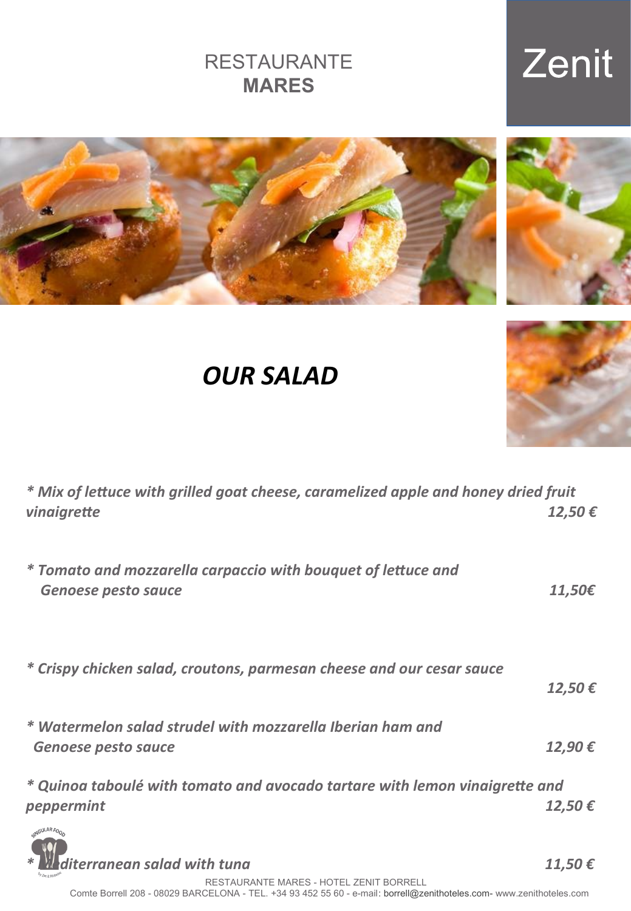RESTAURANTE
**MARES**

Zenit

# *OUR SALAD*

*\* Mix of lettuce with grilled goat cheese, caramelized apple and honey dried fruit vinaigrette* — *12,50 €*

*\* Tomato and mozzarella carpaccio with bouquet of lettuce and Genoese pesto sauce* — *11,50€*

*\* Crispy chicken salad, croutons, parmesan cheese and our cesar sauce* — *12,50 €*

*\* Watermelon salad strudel with mozzarella Iberian ham and Genoese pesto sauce* — *12,90 €*

*\* Quinoa taboulé with tomato and avocado tartare with lemon vinaigrette and peppermint* — *12,50 €*

*\* Mediterranean salad with tuna* — *11,50 €*

RESTAURANTE MARES - HOTEL ZENIT BORRELL
Comte Borrell 208 - 08029 BARCELONA - TEL. +34 93 452 55 60 - e-mail: borrell@zenithoteles.com- www.zenithoteles.com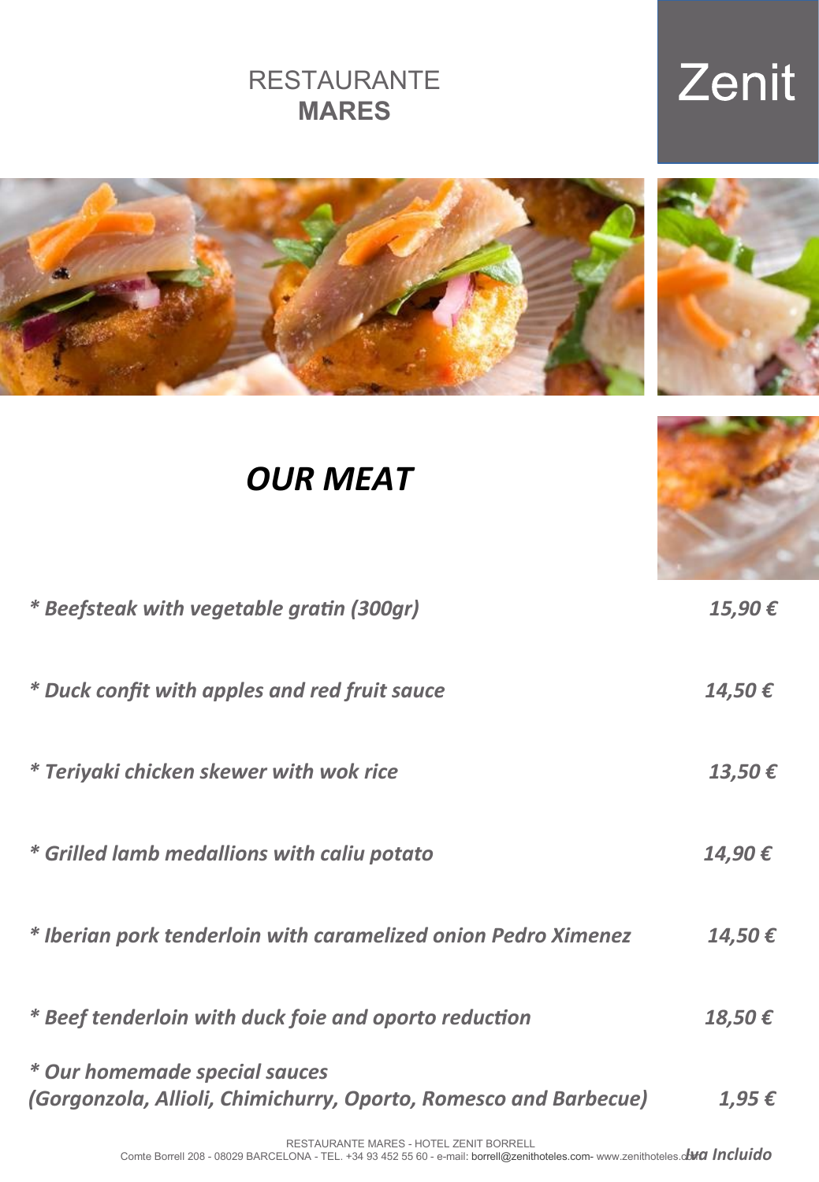RESTAURANTE
**MARES**

Zenit

## *OUR MEAT*

| | |
|---|---|
| *\* Beefsteak with vegetable gratin (300gr)* | *15,90 €* |
| *\* Duck confit with apples and red fruit sauce* | *14,50 €* |
| *\* Teriyaki chicken skewer with wok rice* | *13,50 €* |
| *\* Grilled lamb medallions with caliu potato* | *14,90 €* |
| *\* Iberian pork tenderloin with caramelized onion Pedro Ximenez* | *14,50 €* |
| *\* Beef tenderloin with duck foie and oporto reduction* | *18,50 €* |
| *\* Our homemade special sauces (Gorgonzola, Allioli, Chimichurry, Oporto, Romesco and Barbecue)* | *1,95 €* |

RESTAURANTE MARES - HOTEL ZENIT BORRELL
Comte Borrell 208 - 08029 BARCELONA - TEL. +34 93 452 55 60 - e-mail: borrell@zenithoteles.com- www.zenithoteles.com

*Iva Incluido*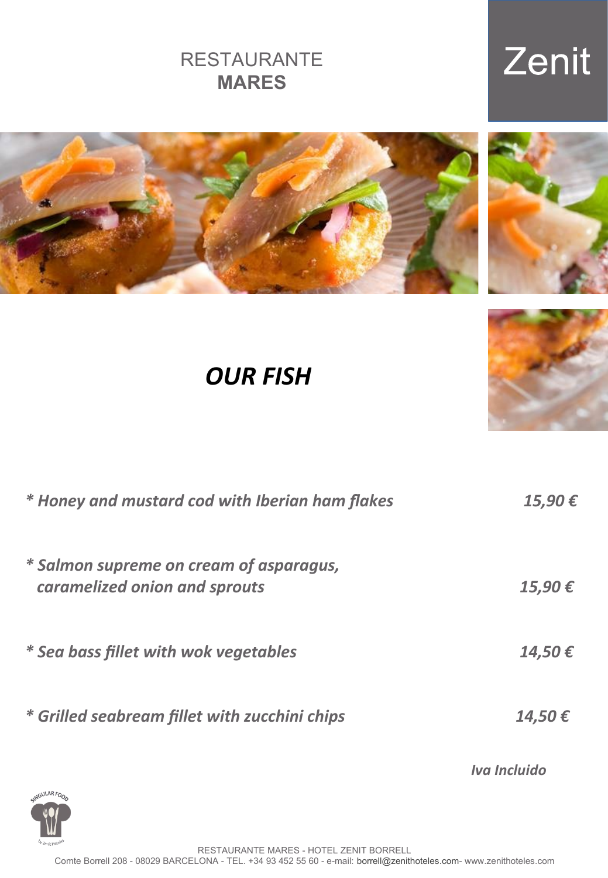RESTAURANTE
**MARES**

Zenit

# *OUR FISH*

| | |
|---|---|
| *\* Honey and mustard cod with Iberian ham flakes* | *15,90 €* |
| *\* Salmon supreme on cream of asparagus, caramelized onion and sprouts* | *15,90 €* |
| *\* Sea bass fillet with wok vegetables* | *14,50 €* |
| *\* Grilled seabream fillet with zucchini chips* | *14,50 €* |

*Iva Incluido*

SINGULAR FOOD by Zenit Hoteles

RESTAURANTE MARES - HOTEL ZENIT BORRELL
Comte Borrell 208 - 08029 BARCELONA - TEL. +34 93 452 55 60 - e-mail: borrell@zenithoteles.com- www.zenithoteles.com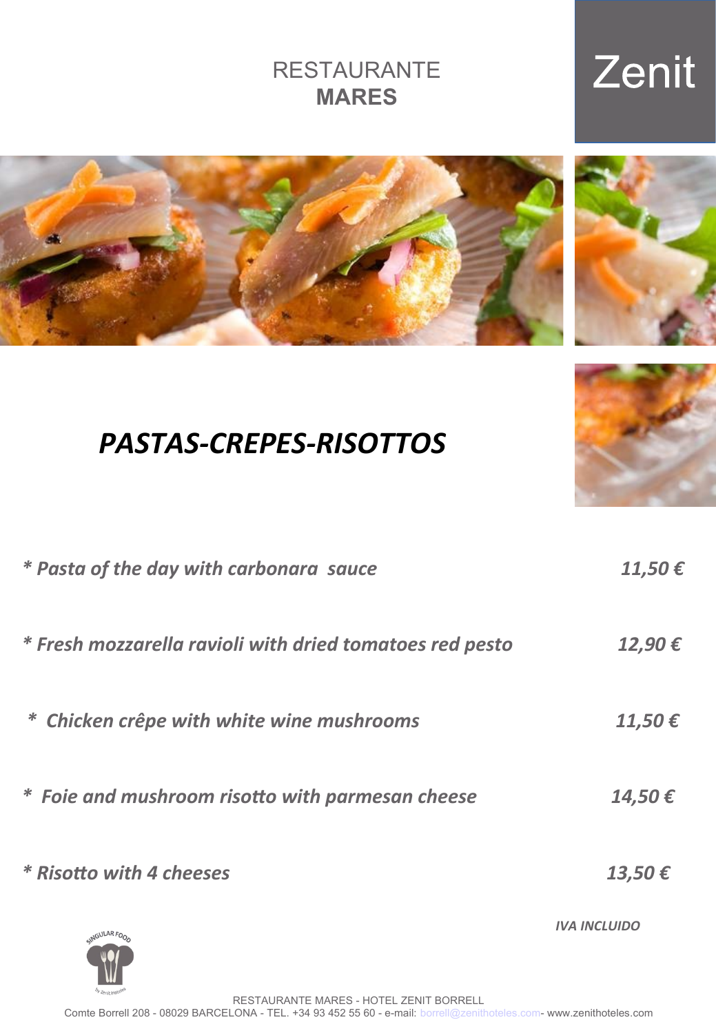RESTAURANTE
**MARES**

Zenit

## *PASTAS-CREPES-RISOTTOS*

| | |
|---|---|
| ***\* Pasta of the day with carbonara sauce*** | ***11,50 €*** |
| ***\* Fresh mozzarella ravioli with dried tomatoes red pesto*** | ***12,90 €*** |
| ***\* Chicken crêpe with white wine mushrooms*** | ***11,50 €*** |
| ***\* Foie and mushroom risotto with parmesan cheese*** | ***14,50 €*** |
| ***\* Risotto with 4 cheeses*** | ***13,50 €*** |

***IVA INCLUIDO***

SINGULAR FOOD by Zenit Hoteles

RESTAURANTE MARES - HOTEL ZENIT BORRELL
Comte Borrell 208 - 08029 BARCELONA - TEL. +34 93 452 55 60 - e-mail: borrell@zenithoteles.com- www.zenithoteles.com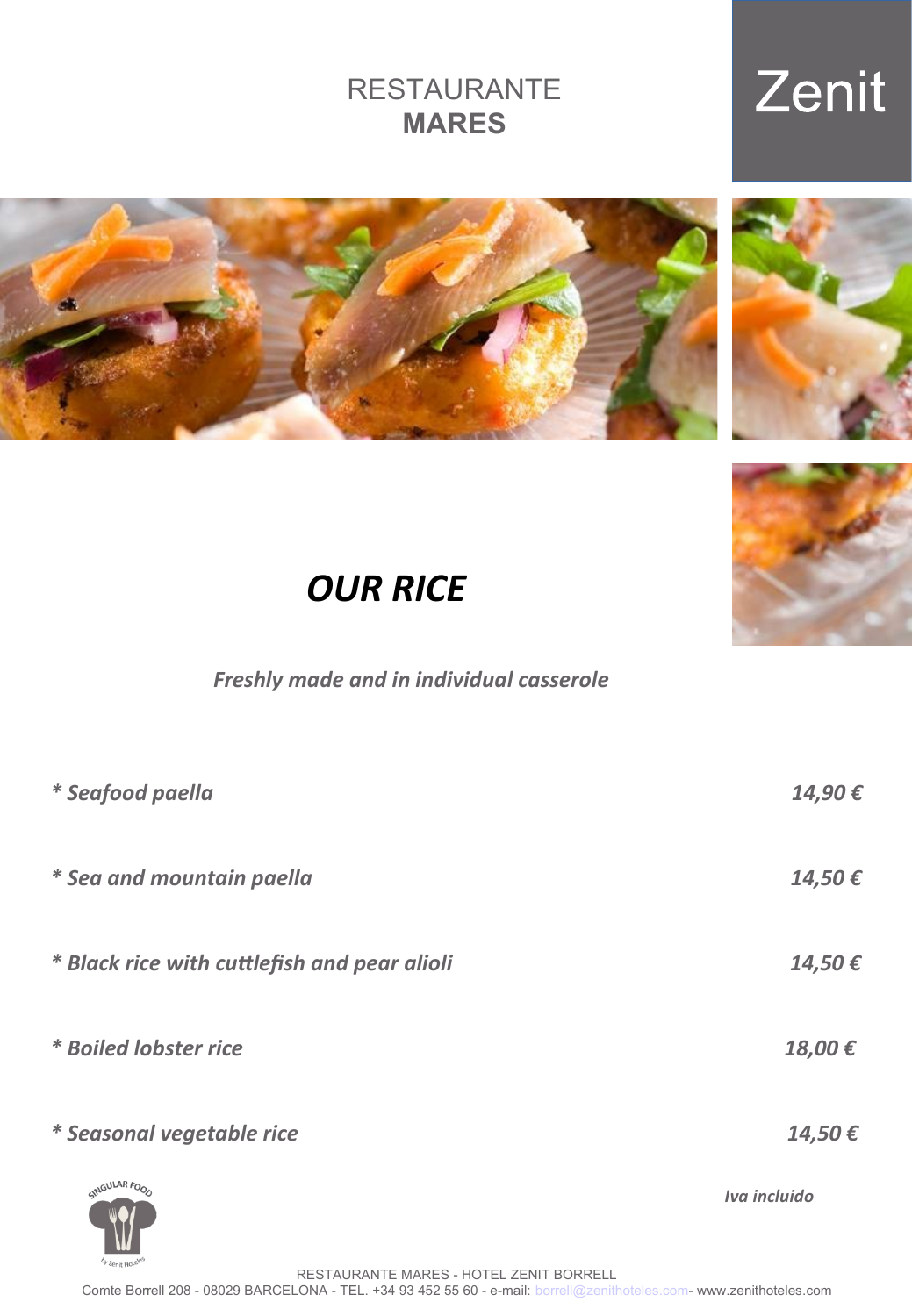RESTAURANTE
**MARES**

Zenit

# *OUR RICE*

***Freshly made and in individual casserole***

| | |
|---|---|
| ***Seafood paella** | ***14,90 €*** |
| ***Sea and mountain paella** | ***14,50 €*** |
| ***Black rice with cuttlefish and pear alioli** | ***14,50 €*** |
| ***Boiled lobster rice** | ***18,00 €*** |
| ***Seasonal vegetable rice** | ***14,50 €*** |

***Iva incluido***

SINGULAR FOOD by Zenit Hoteles

RESTAURANTE MARES - HOTEL ZENIT BORRELL
Comte Borrell 208 - 08029 BARCELONA - TEL. +34 93 452 55 60 - e-mail: borrell@zenithoteles.com- www.zenithoteles.com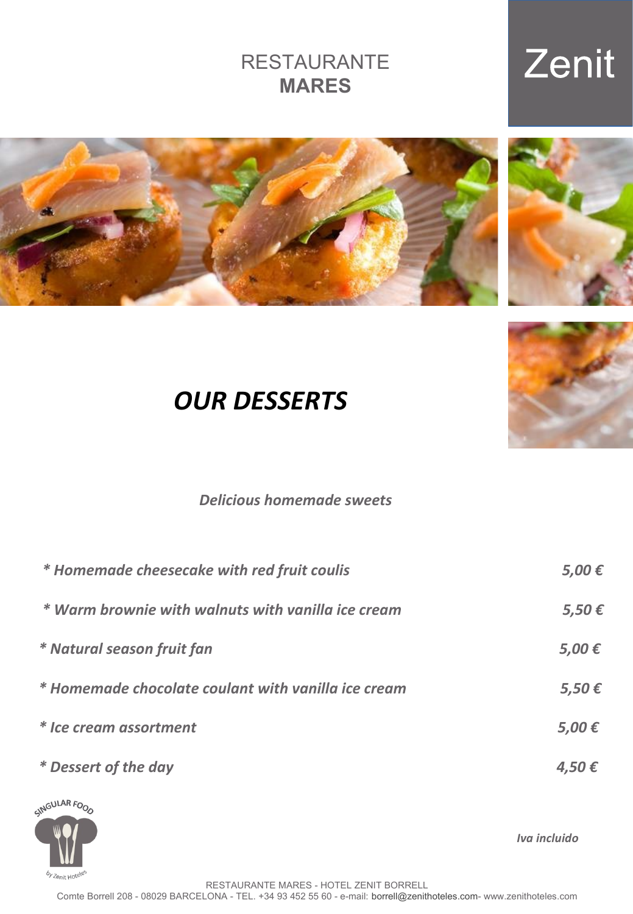RESTAURANTE
**MARES**

Zenit

# *OUR DESSERTS*

***Delicious homemade sweets***

| | |
|---|---|
| ***\* Homemade cheesecake with red fruit coulis*** | ***5,00 €*** |
| ***\* Warm brownie with walnuts with vanilla ice cream*** | ***5,50 €*** |
| ***\* Natural season fruit fan*** | ***5,00 €*** |
| ***\* Homemade chocolate coulant with vanilla ice cream*** | ***5,50 €*** |
| ***\* Ice cream assortment*** | ***5,00 €*** |
| ***\* Dessert of the day*** | ***4,50 €*** |

SINGULAR FOOD by Zenit Hoteles

***Iva incluido***

RESTAURANTE MARES - HOTEL ZENIT BORRELL
Comte Borrell 208 - 08029 BARCELONA - TEL. +34 93 452 55 60 - e-mail: borrell@zenithoteles.com- www.zenithoteles.com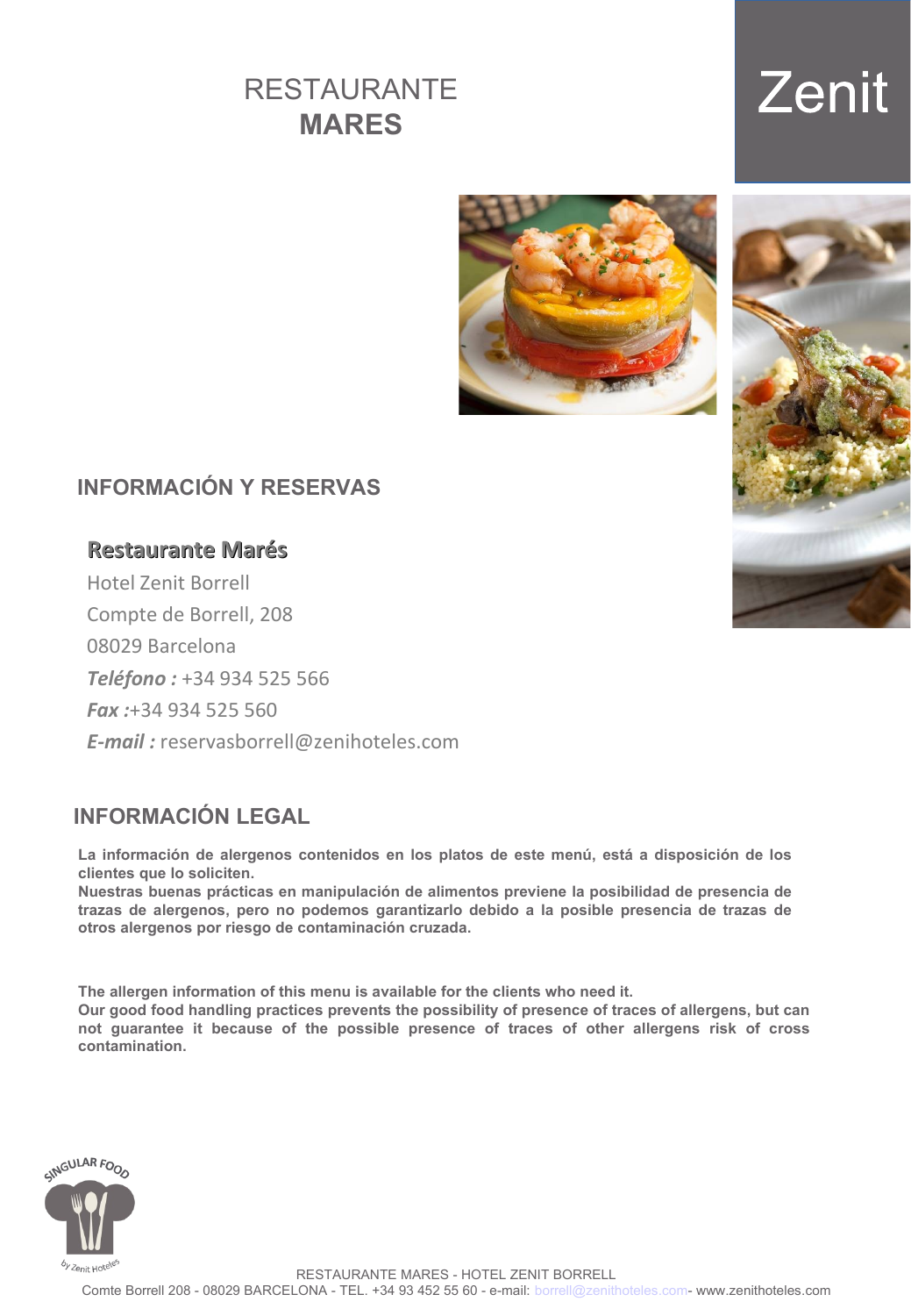# RESTAURANTE **MARES**

Zenit

## INFORMACIÓN Y RESERVAS

**Restaurante Marés**

Hotel Zenit Borrell

Compte de Borrell, 208

08029 Barcelona

***Teléfono :*** +34 934 525 566

***Fax :***+34 934 525 560

***E-mail :*** reservasborrell@zenihoteles.com

## INFORMACIÓN LEGAL

**La información de alergenos contenidos en los platos de este menú, está a disposición de los clientes que lo soliciten.**
**Nuestras buenas prácticas en manipulación de alimentos previene la posibilidad de presencia de trazas de alergenos, pero no podemos garantizarlo debido a la posible presencia de trazas de otros alergenos por riesgo de contaminación cruzada.**

**The allergen information of this menu is available for the clients who need it.**
**Our good food handling practices prevents the possibility of presence of traces of allergens, but can not guarantee it because of the possible presence of traces of other allergens risk of cross contamination.**

SINGULAR FOOD by Zenit Hoteles

RESTAURANTE MARES - HOTEL ZENIT BORRELL
Comte Borrell 208 - 08029 BARCELONA - TEL. +34 93 452 55 60 - e-mail: borrell@zenithoteles.com- www.zenithoteles.com